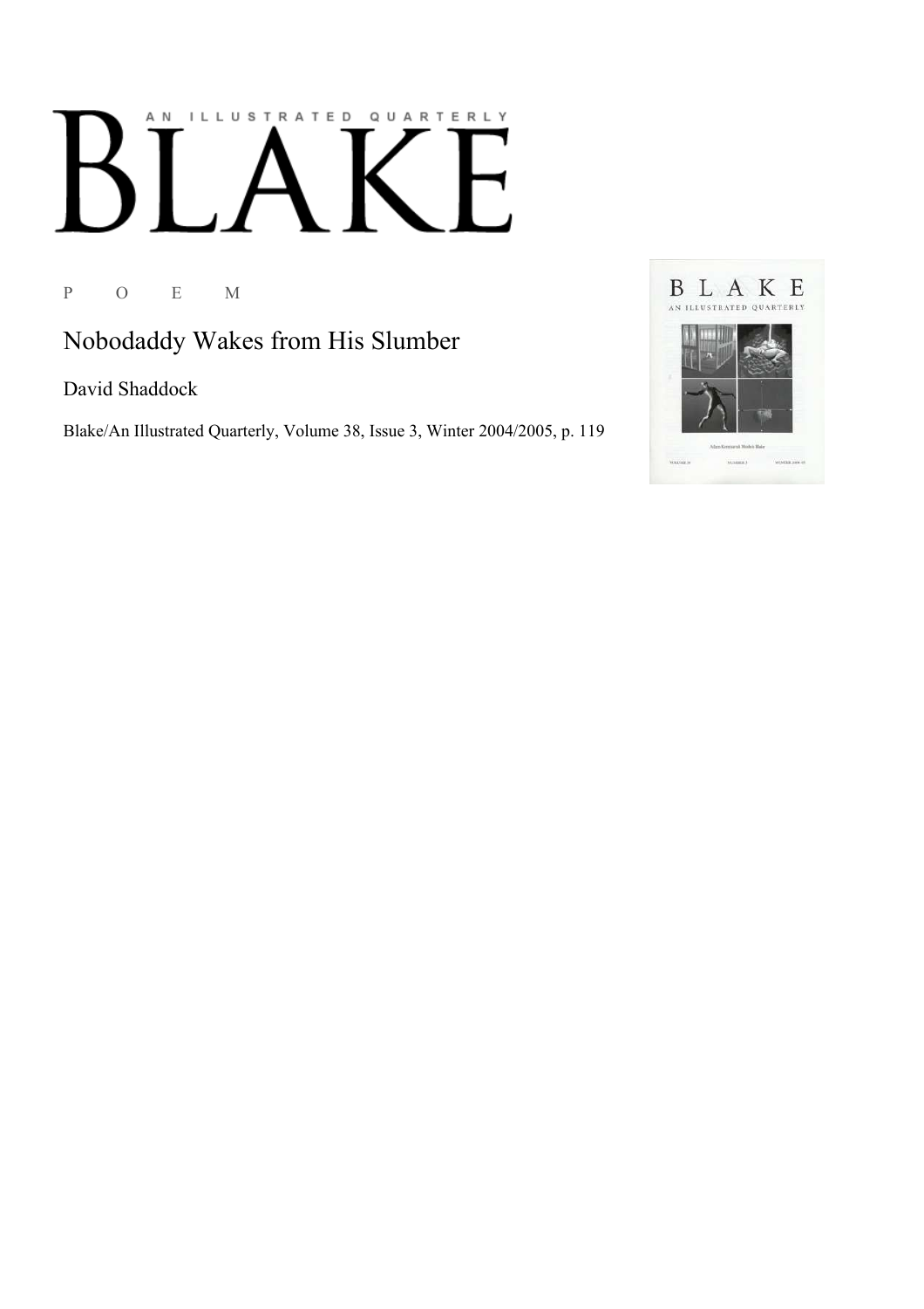# BLAKE

AN ILLUSTRATED QUARTERLY

P O E M

## Nobodaddy Wakes from His Slumber

David Shaddock

Blake/An Illustrated Quarterly, Volume 38, Issue 3, Winter 2004/2005, p. 119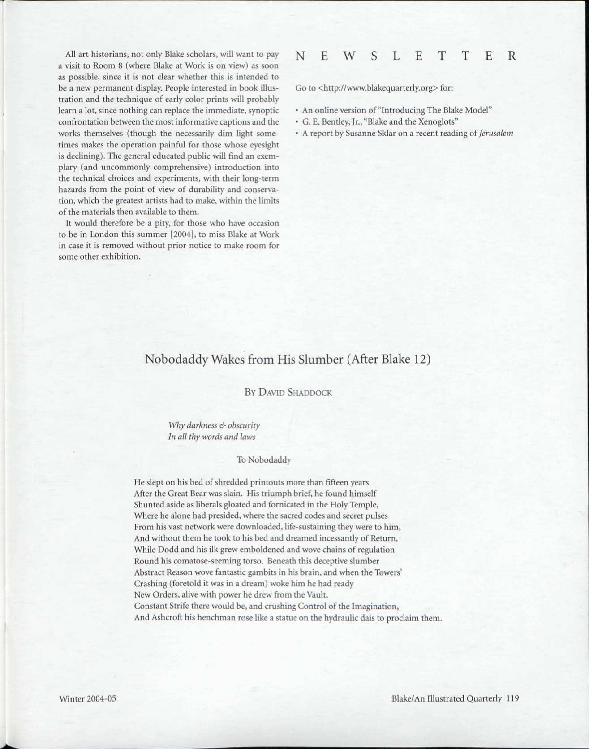All art historians, not only Blake scholars, will want to pay a visit to Room 8 (where Blake at Work is on view) as soon as possible, since it is not clear whether this is intended to be a new permanent display. People interested in book illustration and the technique of early color prints will probably learn a lot, since nothing can replace the immediate, synoptic confrontation between the most informative captions and the works themselves (though the necessarily dim light sometimes makes the operation painful for those whose eyesight is declining). The general educated public will find an exemplary (and uncommonly comprehensive) introduction into the technical choices and experiments, with their long-term hazards from the point of view of durability and conservation, which the greatest artists had to make, within the limits of the materials then available to them.

It would therefore be a pity, for those who have occasion to be in London this summer [2004], to miss Blake at Work in case it is removed without prior notice to make room for some other exhibition.

# N E W S L E T T E R

Go to <http://www.blakequarterly.org> for:

- An online version of "Introducing The Blake Model"
- G. E. Bentley, Jr., "Blake and the Xenoglots"
- A report by Susanne Sklar on a recent reading of *Jerusalem*

## Nobodaddy Wakes from His Slumber (After Blake 12)

By David Shaddock

*Why darkness & obscurity*
*In all thy words and laws*

To Nobodaddy

He slept on his bed of shredded printouts more than fifteen years
After the Great Bear was slain. His triumph brief, he found himself
Shunted aside as liberals gloated and fornicated in the Holy Temple,
Where he alone had presided, where the sacred codes and secret pulses
From his vast network were downloaded, life-sustaining they were to him,
And without them he took to his bed and dreamed incessantly of Return,
While Dodd and his ilk grew emboldened and wove chains of regulation
Round his comatose-seeming torso. Beneath this deceptive slumber
Abstract Reason wove fantastic gambits in his brain, and when the Towers'
Crashing (foretold it was in a dream) woke him he had ready
New Orders, alive with power he drew from the Vault,
Constant Strife there would be, and crushing Control of the Imagination,
And Ashcroft his henchman rose like a statue on the hydraulic dais to proclaim them.